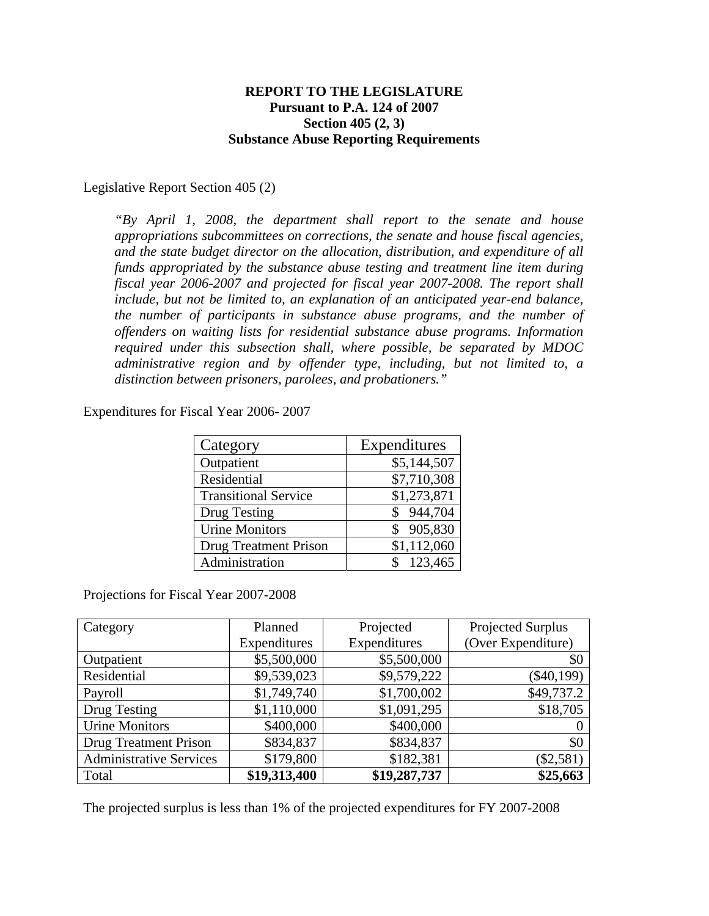**REPORT TO THE LEGISLATURE**
**Pursuant to P.A. 124 of 2007**
**Section 405 (2, 3)**
**Substance Abuse Reporting Requirements**

Legislative Report Section 405 (2)

> *"By April 1, 2008, the department shall report to the senate and house appropriations subcommittees on corrections, the senate and house fiscal agencies, and the state budget director on the allocation, distribution, and expenditure of all funds appropriated by the substance abuse testing and treatment line item during fiscal year 2006-2007 and projected for fiscal year 2007-2008. The report shall include, but not be limited to, an explanation of an anticipated year-end balance, the number of participants in substance abuse programs, and the number of offenders on waiting lists for residential substance abuse programs. Information required under this subsection shall, where possible, be separated by MDOC administrative region and by offender type, including, but not limited to, a distinction between prisoners, parolees, and probationers."*

Expenditures for Fiscal Year 2006- 2007

| Category | Expenditures |
|---|---:|
| Outpatient | $5,144,507 |
| Residential | $7,710,308 |
| Transitional Service | $1,273,871 |
| Drug Testing | $ 944,704 |
| Urine Monitors | $ 905,830 |
| Drug Treatment Prison | $1,112,060 |
| Administration | $ 123,465 |

Projections for Fiscal Year 2007-2008

| Category | Planned Expenditures | Projected Expenditures | Projected Surplus (Over Expenditure) |
|---|---:|---:|---:|
| Outpatient | $5,500,000 | $5,500,000 | $0 |
| Residential | $9,539,023 | $9,579,222 | ($40,199) |
| Payroll | $1,749,740 | $1,700,002 | $49,737.2 |
| Drug Testing | $1,110,000 | $1,091,295 | $18,705 |
| Urine Monitors | $400,000 | $400,000 | 0 |
| Drug Treatment Prison | $834,837 | $834,837 | $0 |
| Administrative Services | $179,800 | $182,381 | ($2,581) |
| Total | **$19,313,400** | **$19,287,737** | **$25,663** |

The projected surplus is less than 1% of the projected expenditures for FY 2007-2008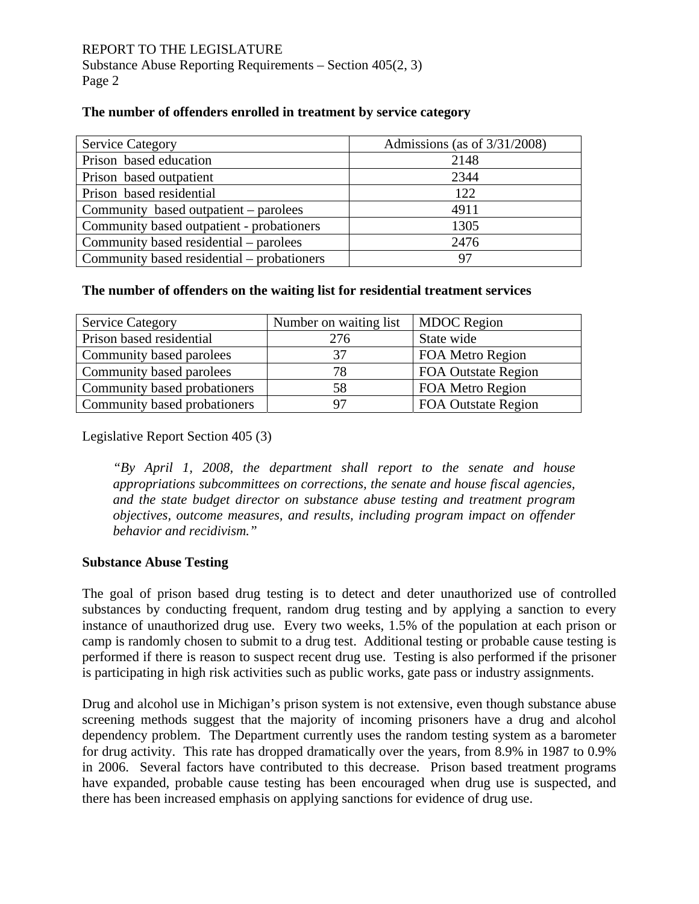**The number of offenders enrolled in treatment by service category**

| Service Category | Admissions (as of 3/31/2008) |
|---|---|
| Prison based education | 2148 |
| Prison based outpatient | 2344 |
| Prison based residential | 122 |
| Community based outpatient – parolees | 4911 |
| Community based outpatient - probationers | 1305 |
| Community based residential – parolees | 2476 |
| Community based residential – probationers | 97 |

**The number of offenders on the waiting list for residential treatment services**

| Service Category | Number on waiting list | MDOC Region |
|---|---|---|
| Prison based residential | 276 | State wide |
| Community based parolees | 37 | FOA Metro Region |
| Community based parolees | 78 | FOA Outstate Region |
| Community based probationers | 58 | FOA Metro Region |
| Community based probationers | 97 | FOA Outstate Region |

Legislative Report Section 405 (3)

*"By April 1, 2008, the department shall report to the senate and house appropriations subcommittees on corrections, the senate and house fiscal agencies, and the state budget director on substance abuse testing and treatment program objectives, outcome measures, and results, including program impact on offender behavior and recidivism."*

**Substance Abuse Testing**

The goal of prison based drug testing is to detect and deter unauthorized use of controlled substances by conducting frequent, random drug testing and by applying a sanction to every instance of unauthorized drug use. Every two weeks, 1.5% of the population at each prison or camp is randomly chosen to submit to a drug test. Additional testing or probable cause testing is performed if there is reason to suspect recent drug use. Testing is also performed if the prisoner is participating in high risk activities such as public works, gate pass or industry assignments.

Drug and alcohol use in Michigan's prison system is not extensive, even though substance abuse screening methods suggest that the majority of incoming prisoners have a drug and alcohol dependency problem. The Department currently uses the random testing system as a barometer for drug activity. This rate has dropped dramatically over the years, from 8.9% in 1987 to 0.9% in 2006. Several factors have contributed to this decrease. Prison based treatment programs have expanded, probable cause testing has been encouraged when drug use is suspected, and there has been increased emphasis on applying sanctions for evidence of drug use.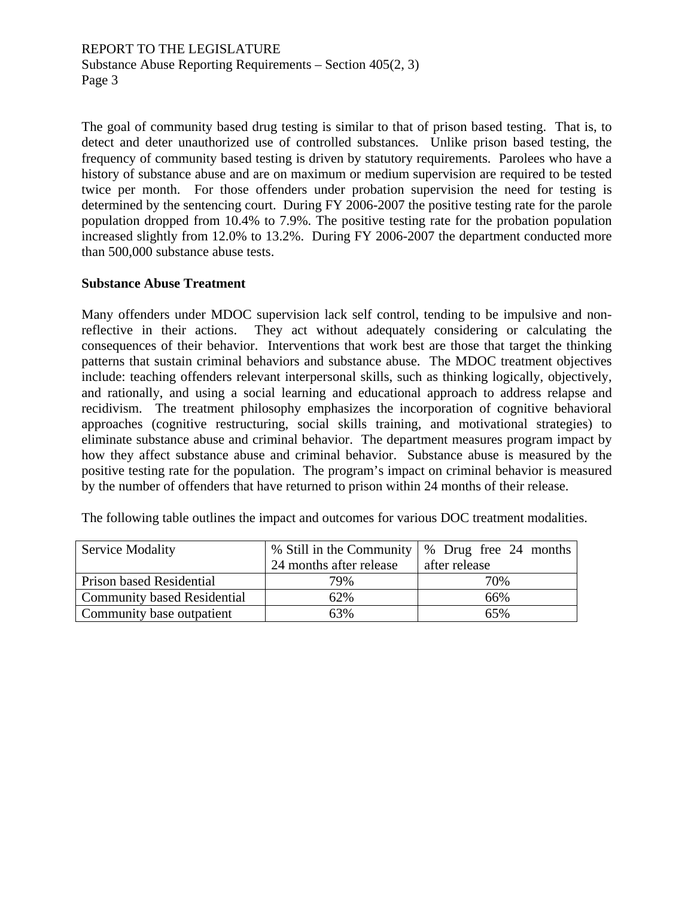The goal of community based drug testing is similar to that of prison based testing. That is, to detect and deter unauthorized use of controlled substances. Unlike prison based testing, the frequency of community based testing is driven by statutory requirements. Parolees who have a history of substance abuse and are on maximum or medium supervision are required to be tested twice per month. For those offenders under probation supervision the need for testing is determined by the sentencing court. During FY 2006-2007 the positive testing rate for the parole population dropped from 10.4% to 7.9%. The positive testing rate for the probation population increased slightly from 12.0% to 13.2%. During FY 2006-2007 the department conducted more than 500,000 substance abuse tests.

**Substance Abuse Treatment**

Many offenders under MDOC supervision lack self control, tending to be impulsive and non-reflective in their actions. They act without adequately considering or calculating the consequences of their behavior. Interventions that work best are those that target the thinking patterns that sustain criminal behaviors and substance abuse. The MDOC treatment objectives include: teaching offenders relevant interpersonal skills, such as thinking logically, objectively, and rationally, and using a social learning and educational approach to address relapse and recidivism. The treatment philosophy emphasizes the incorporation of cognitive behavioral approaches (cognitive restructuring, social skills training, and motivational strategies) to eliminate substance abuse and criminal behavior. The department measures program impact by how they affect substance abuse and criminal behavior. Substance abuse is measured by the positive testing rate for the population. The program's impact on criminal behavior is measured by the number of offenders that have returned to prison within 24 months of their release.

The following table outlines the impact and outcomes for various DOC treatment modalities.

| Service Modality | % Still in the Community 24 months after release | % Drug free 24 months after release |
|---|---|---|
| Prison based Residential | 79% | 70% |
| Community based Residential | 62% | 66% |
| Community base outpatient | 63% | 65% |